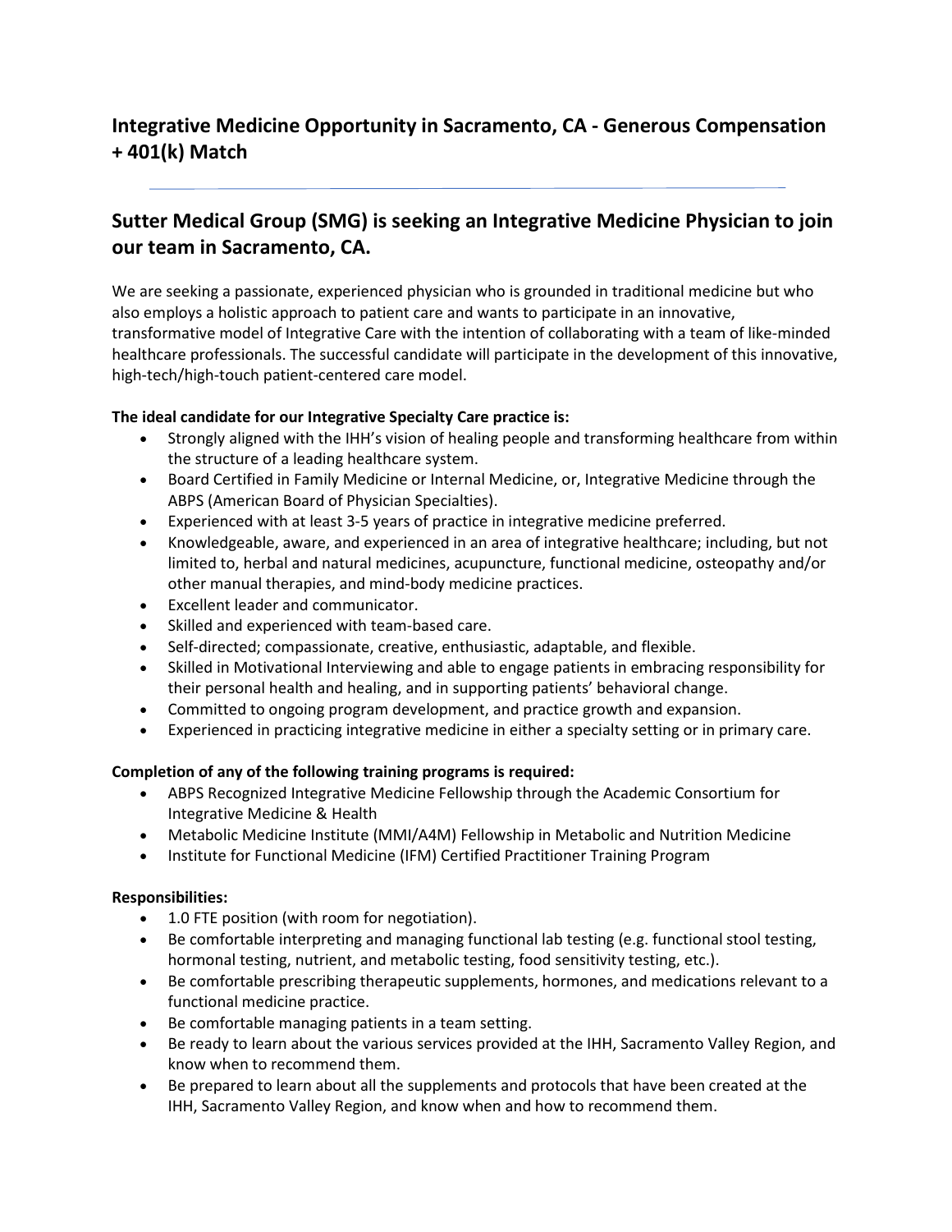# Integrative Medicine Opportunity in Sacramento, CA - Generous Compensation + 401(k) Match

## Sutter Medical Group (SMG) is seeking an Integrative Medicine Physician to join our team in Sacramento, CA.

We are seeking a passionate, experienced physician who is grounded in traditional medicine but who also employs a holistic approach to patient care and wants to participate in an innovative, transformative model of Integrative Care with the intention of collaborating with a team of like-minded healthcare professionals. The successful candidate will participate in the development of this innovative, high-tech/high-touch patient-centered care model.

**The ideal candidate for our Integrative Specialty Care practice is:**

- Strongly aligned with the IHH's vision of healing people and transforming healthcare from within the structure of a leading healthcare system.
- Board Certified in Family Medicine or Internal Medicine, or, Integrative Medicine through the ABPS (American Board of Physician Specialties).
- Experienced with at least 3-5 years of practice in integrative medicine preferred.
- Knowledgeable, aware, and experienced in an area of integrative healthcare; including, but not limited to, herbal and natural medicines, acupuncture, functional medicine, osteopathy and/or other manual therapies, and mind-body medicine practices.
- Excellent leader and communicator.
- Skilled and experienced with team-based care.
- Self-directed; compassionate, creative, enthusiastic, adaptable, and flexible.
- Skilled in Motivational Interviewing and able to engage patients in embracing responsibility for their personal health and healing, and in supporting patients' behavioral change.
- Committed to ongoing program development, and practice growth and expansion.
- Experienced in practicing integrative medicine in either a specialty setting or in primary care.

**Completion of any of the following training programs is required:**

- ABPS Recognized Integrative Medicine Fellowship through the Academic Consortium for Integrative Medicine & Health
- Metabolic Medicine Institute (MMI/A4M) Fellowship in Metabolic and Nutrition Medicine
- Institute for Functional Medicine (IFM) Certified Practitioner Training Program

**Responsibilities:**

- 1.0 FTE position (with room for negotiation).
- Be comfortable interpreting and managing functional lab testing (e.g. functional stool testing, hormonal testing, nutrient, and metabolic testing, food sensitivity testing, etc.).
- Be comfortable prescribing therapeutic supplements, hormones, and medications relevant to a functional medicine practice.
- Be comfortable managing patients in a team setting.
- Be ready to learn about the various services provided at the IHH, Sacramento Valley Region, and know when to recommend them.
- Be prepared to learn about all the supplements and protocols that have been created at the IHH, Sacramento Valley Region, and know when and how to recommend them.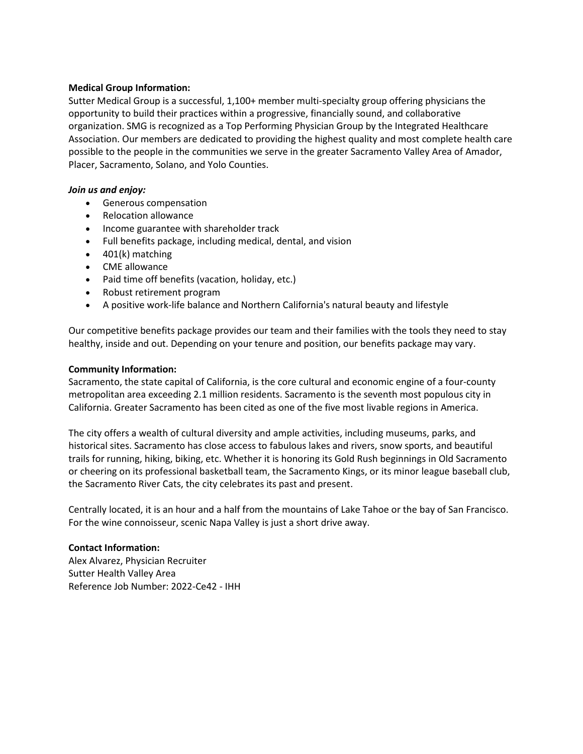**Medical Group Information:**
Sutter Medical Group is a successful, 1,100+ member multi-specialty group offering physicians the opportunity to build their practices within a progressive, financially sound, and collaborative organization. SMG is recognized as a Top Performing Physician Group by the Integrated Healthcare Association. Our members are dedicated to providing the highest quality and most complete health care possible to the people in the communities we serve in the greater Sacramento Valley Area of Amador, Placer, Sacramento, Solano, and Yolo Counties.

***Join us and enjoy:***

- Generous compensation
- Relocation allowance
- Income guarantee with shareholder track
- Full benefits package, including medical, dental, and vision
- 401(k) matching
- CME allowance
- Paid time off benefits (vacation, holiday, etc.)
- Robust retirement program
- A positive work-life balance and Northern California's natural beauty and lifestyle

Our competitive benefits package provides our team and their families with the tools they need to stay healthy, inside and out. Depending on your tenure and position, our benefits package may vary.

**Community Information:**
Sacramento, the state capital of California, is the core cultural and economic engine of a four-county metropolitan area exceeding 2.1 million residents. Sacramento is the seventh most populous city in California. Greater Sacramento has been cited as one of the five most livable regions in America.

The city offers a wealth of cultural diversity and ample activities, including museums, parks, and historical sites. Sacramento has close access to fabulous lakes and rivers, snow sports, and beautiful trails for running, hiking, biking, etc. Whether it is honoring its Gold Rush beginnings in Old Sacramento or cheering on its professional basketball team, the Sacramento Kings, or its minor league baseball club, the Sacramento River Cats, the city celebrates its past and present.

Centrally located, it is an hour and a half from the mountains of Lake Tahoe or the bay of San Francisco. For the wine connoisseur, scenic Napa Valley is just a short drive away.

**Contact Information:**
Alex Alvarez, Physician Recruiter
Sutter Health Valley Area
Reference Job Number: 2022-Ce42 - IHH